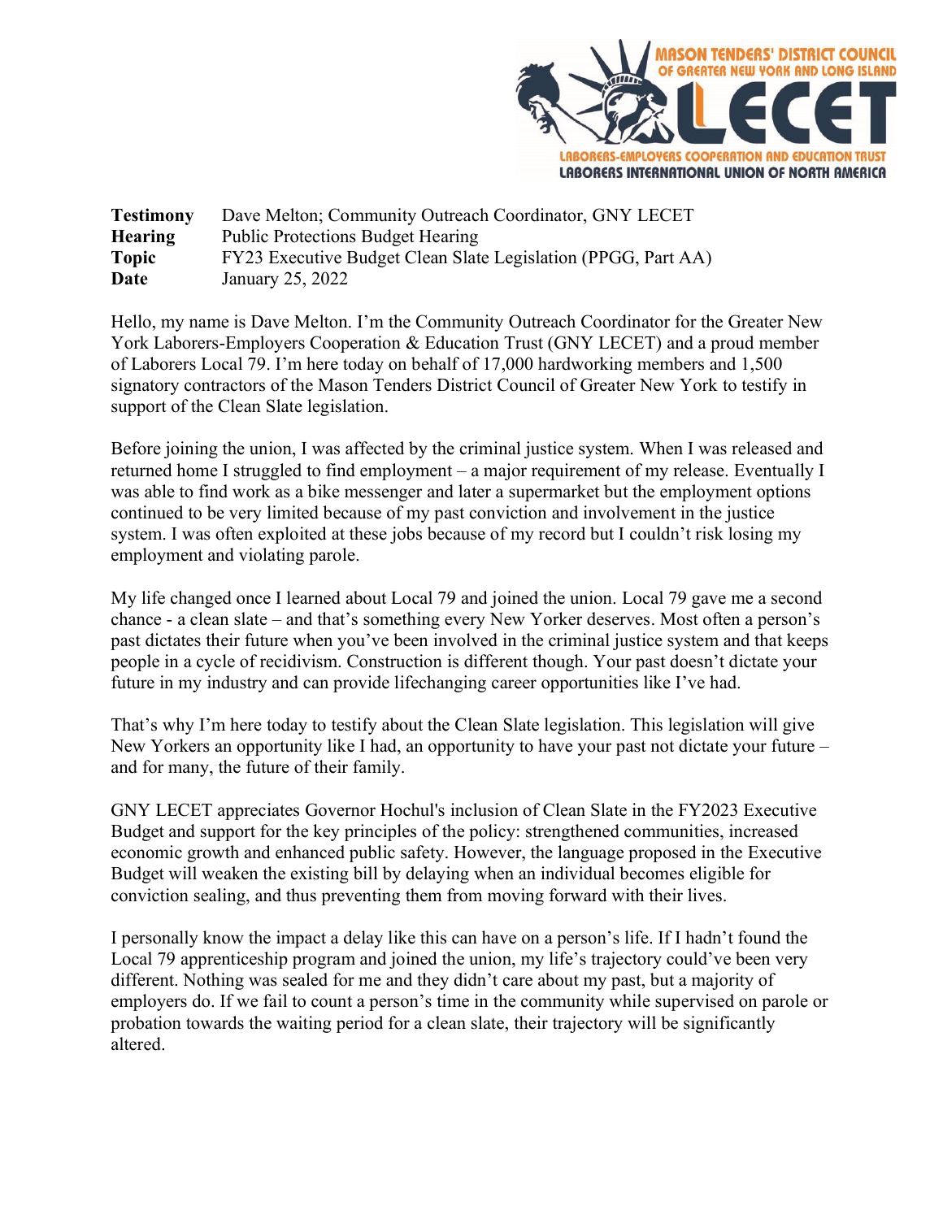MASON TENDERS' DISTRICT COUNCIL OF GREATER NEW YORK AND LONG ISLAND

LECET

LABORERS-EMPLOYERS COOPERATION AND EDUCATION TRUST
LABORERS INTERNATIONAL UNION OF NORTH AMERICA

| | |
|---|---|
| **Testimony** | Dave Melton; Community Outreach Coordinator, GNY LECET |
| **Hearing** | Public Protections Budget Hearing |
| **Topic** | FY23 Executive Budget Clean Slate Legislation (PPGG, Part AA) |
| **Date** | January 25, 2022 |

Hello, my name is Dave Melton. I'm the Community Outreach Coordinator for the Greater New York Laborers-Employers Cooperation & Education Trust (GNY LECET) and a proud member of Laborers Local 79. I'm here today on behalf of 17,000 hardworking members and 1,500 signatory contractors of the Mason Tenders District Council of Greater New York to testify in support of the Clean Slate legislation.

Before joining the union, I was affected by the criminal justice system. When I was released and returned home I struggled to find employment – a major requirement of my release. Eventually I was able to find work as a bike messenger and later a supermarket but the employment options continued to be very limited because of my past conviction and involvement in the justice system. I was often exploited at these jobs because of my record but I couldn't risk losing my employment and violating parole.

My life changed once I learned about Local 79 and joined the union. Local 79 gave me a second chance - a clean slate – and that's something every New Yorker deserves. Most often a person's past dictates their future when you've been involved in the criminal justice system and that keeps people in a cycle of recidivism. Construction is different though. Your past doesn't dictate your future in my industry and can provide lifechanging career opportunities like I've had.

That's why I'm here today to testify about the Clean Slate legislation. This legislation will give New Yorkers an opportunity like I had, an opportunity to have your past not dictate your future – and for many, the future of their family.

GNY LECET appreciates Governor Hochul's inclusion of Clean Slate in the FY2023 Executive Budget and support for the key principles of the policy: strengthened communities, increased economic growth and enhanced public safety. However, the language proposed in the Executive Budget will weaken the existing bill by delaying when an individual becomes eligible for conviction sealing, and thus preventing them from moving forward with their lives.

I personally know the impact a delay like this can have on a person's life. If I hadn't found the Local 79 apprenticeship program and joined the union, my life's trajectory could've been very different. Nothing was sealed for me and they didn't care about my past, but a majority of employers do. If we fail to count a person's time in the community while supervised on parole or probation towards the waiting period for a clean slate, their trajectory will be significantly altered.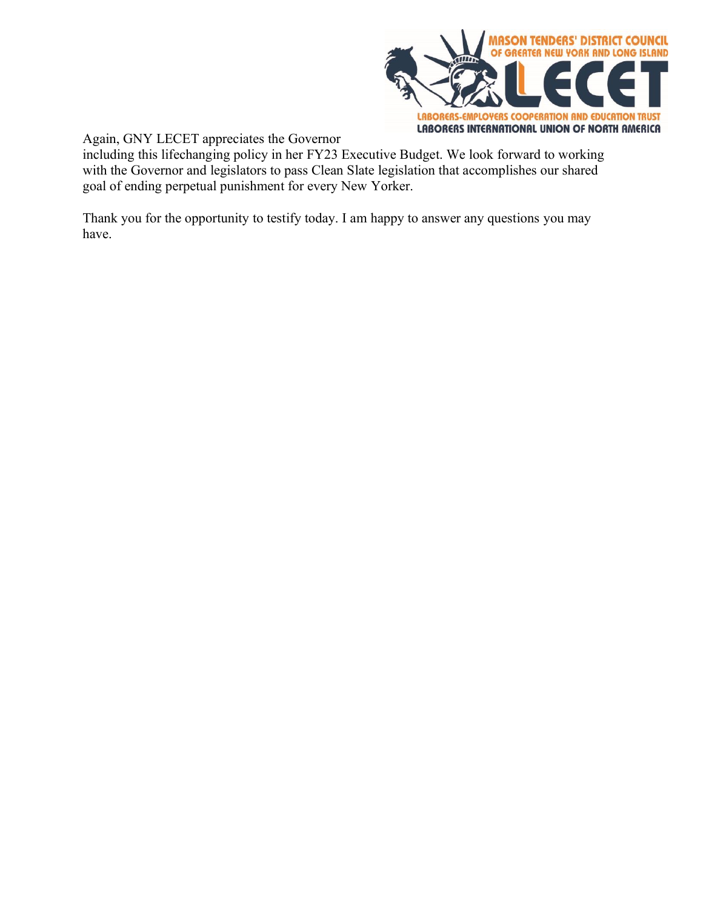Again, GNY LECET appreciates the Governor including this lifechanging policy in her FY23 Executive Budget. We look forward to working with the Governor and legislators to pass Clean Slate legislation that accomplishes our shared goal of ending perpetual punishment for every New Yorker.

Thank you for the opportunity to testify today. I am happy to answer any questions you may have.